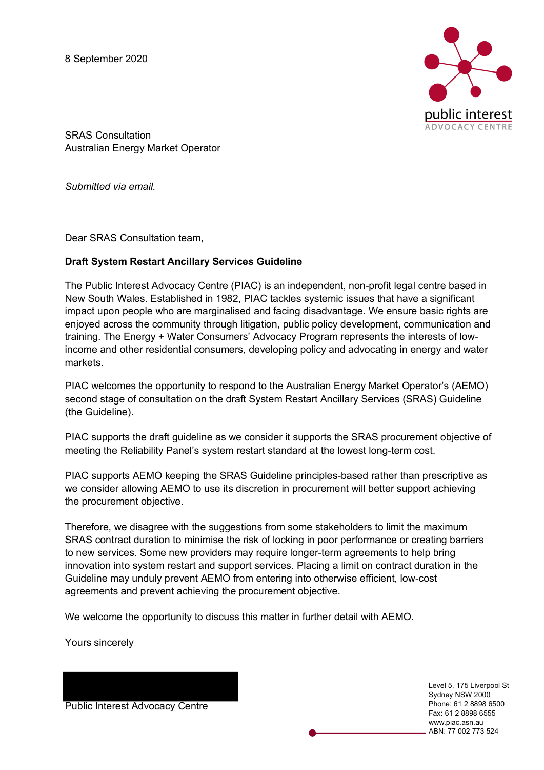8 September 2020

public interest
ADVOCACY CENTRE

SRAS Consultation
Australian Energy Market Operator

*Submitted via email.*

Dear SRAS Consultation team,

**Draft System Restart Ancillary Services Guideline**

The Public Interest Advocacy Centre (PIAC) is an independent, non-profit legal centre based in New South Wales. Established in 1982, PIAC tackles systemic issues that have a significant impact upon people who are marginalised and facing disadvantage. We ensure basic rights are enjoyed across the community through litigation, public policy development, communication and training. The Energy + Water Consumers' Advocacy Program represents the interests of low-income and other residential consumers, developing policy and advocating in energy and water markets.

PIAC welcomes the opportunity to respond to the Australian Energy Market Operator's (AEMO) second stage of consultation on the draft System Restart Ancillary Services (SRAS) Guideline (the Guideline).

PIAC supports the draft guideline as we consider it supports the SRAS procurement objective of meeting the Reliability Panel's system restart standard at the lowest long-term cost.

PIAC supports AEMO keeping the SRAS Guideline principles-based rather than prescriptive as we consider allowing AEMO to use its discretion in procurement will better support achieving the procurement objective.

Therefore, we disagree with the suggestions from some stakeholders to limit the maximum SRAS contract duration to minimise the risk of locking in poor performance or creating barriers to new services. Some new providers may require longer-term agreements to help bring innovation into system restart and support services. Placing a limit on contract duration in the Guideline may unduly prevent AEMO from entering into otherwise efficient, low-cost agreements and prevent achieving the procurement objective.

We welcome the opportunity to discuss this matter in further detail with AEMO.

Yours sincerely

Public Interest Advocacy Centre

Level 5, 175 Liverpool St
Sydney NSW 2000
Phone: 61 2 8898 6500
Fax: 61 2 8898 6555
www.piac.asn.au
ABN: 77 002 773 524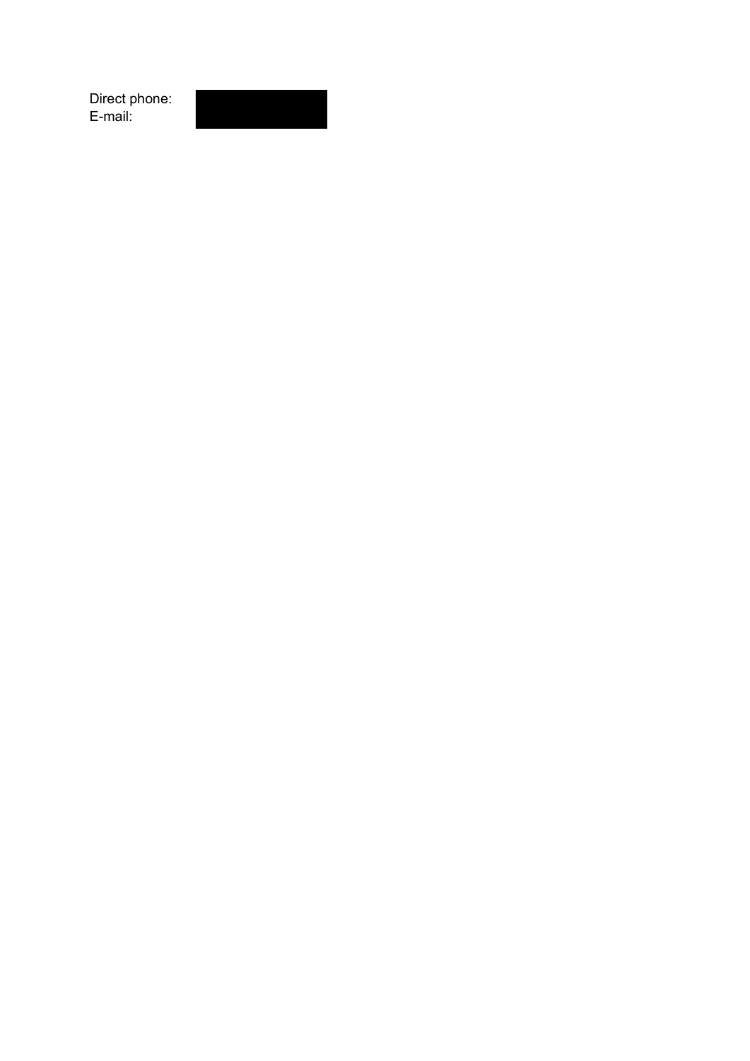Direct phone:
E-mail: